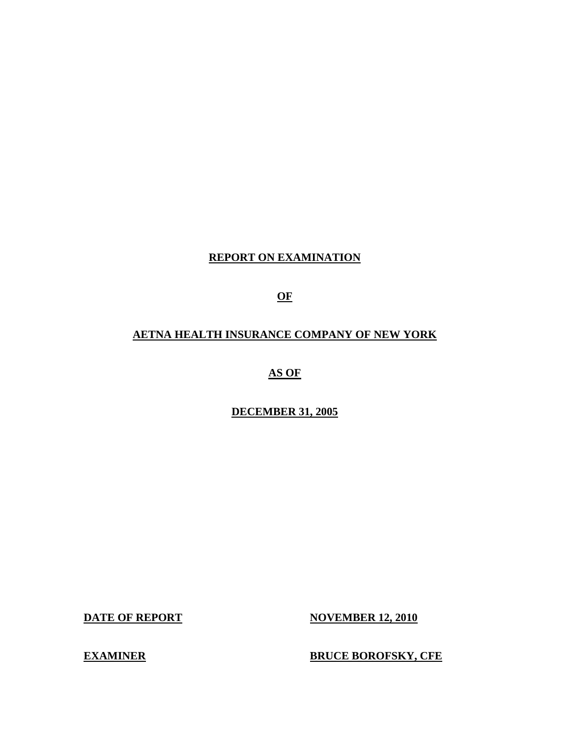# REPORT ON EXAMINATION

# OF

# AETNA HEALTH INSURANCE COMPANY OF NEW YORK

# AS OF

# DECEMBER 31, 2005

**DATE OF REPORT** **NOVEMBER 12, 2010**

**EXAMINER** **BRUCE BOROFSKY, CFE**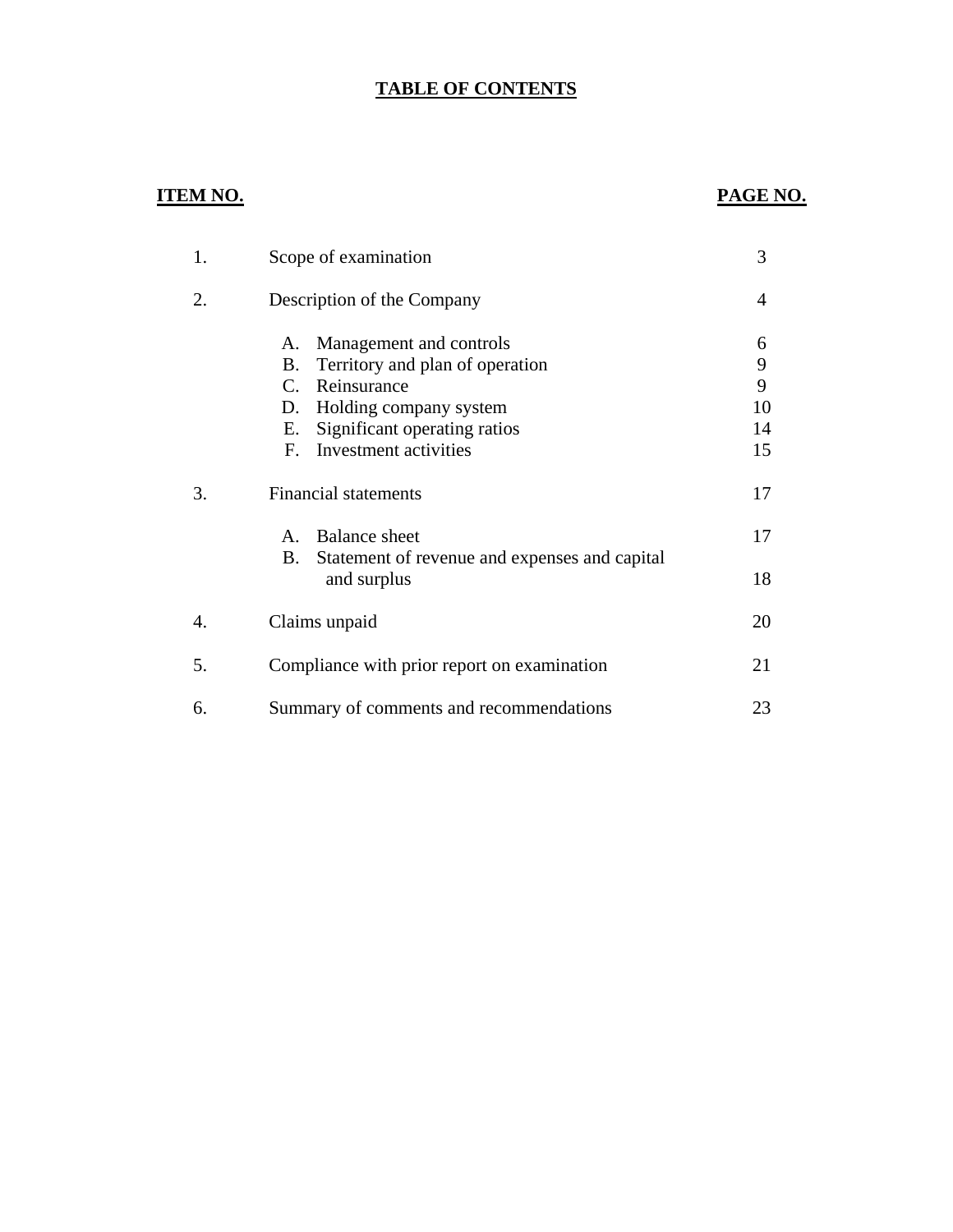# TABLE OF CONTENTS

| ITEM NO. | | PAGE NO. |
|---|---|---|
| 1. | Scope of examination | 3 |
| 2. | Description of the Company | 4 |
| | A. Management and controls | 6 |
| | B. Territory and plan of operation | 9 |
| | C. Reinsurance | 9 |
| | D. Holding company system | 10 |
| | E. Significant operating ratios | 14 |
| | F. Investment activities | 15 |
| 3. | Financial statements | 17 |
| | A. Balance sheet | 17 |
| | B. Statement of revenue and expenses and capital and surplus | 18 |
| 4. | Claims unpaid | 20 |
| 5. | Compliance with prior report on examination | 21 |
| 6. | Summary of comments and recommendations | 23 |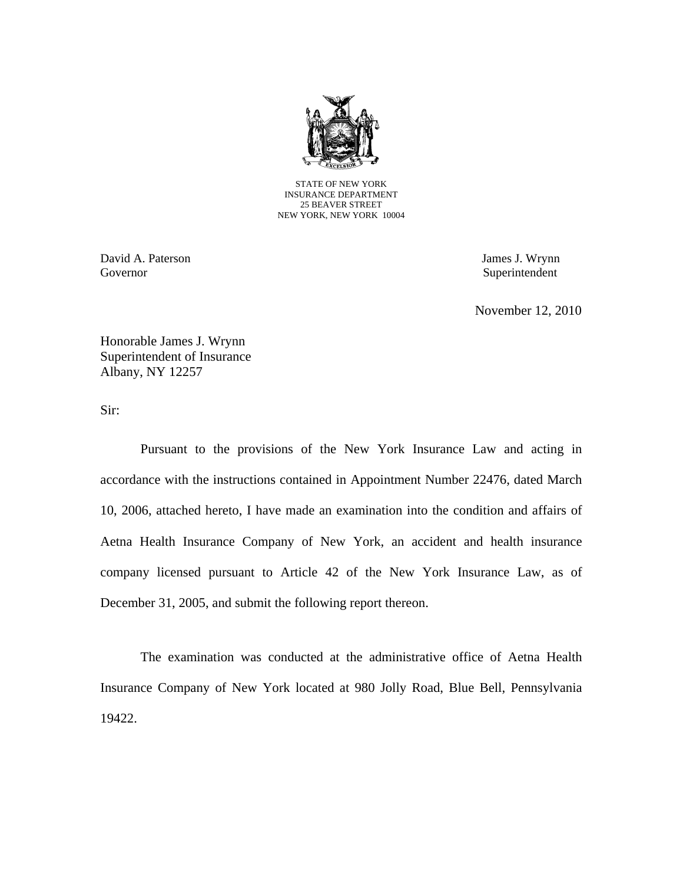STATE OF NEW YORK
INSURANCE DEPARTMENT
25 BEAVER STREET
NEW YORK, NEW YORK 10004

David A. Paterson
Governor

James J. Wrynn
Superintendent

November 12, 2010

Honorable James J. Wrynn
Superintendent of Insurance
Albany, NY 12257

Sir:

Pursuant to the provisions of the New York Insurance Law and acting in accordance with the instructions contained in Appointment Number 22476, dated March 10, 2006, attached hereto, I have made an examination into the condition and affairs of Aetna Health Insurance Company of New York, an accident and health insurance company licensed pursuant to Article 42 of the New York Insurance Law, as of December 31, 2005, and submit the following report thereon.

The examination was conducted at the administrative office of Aetna Health Insurance Company of New York located at 980 Jolly Road, Blue Bell, Pennsylvania 19422.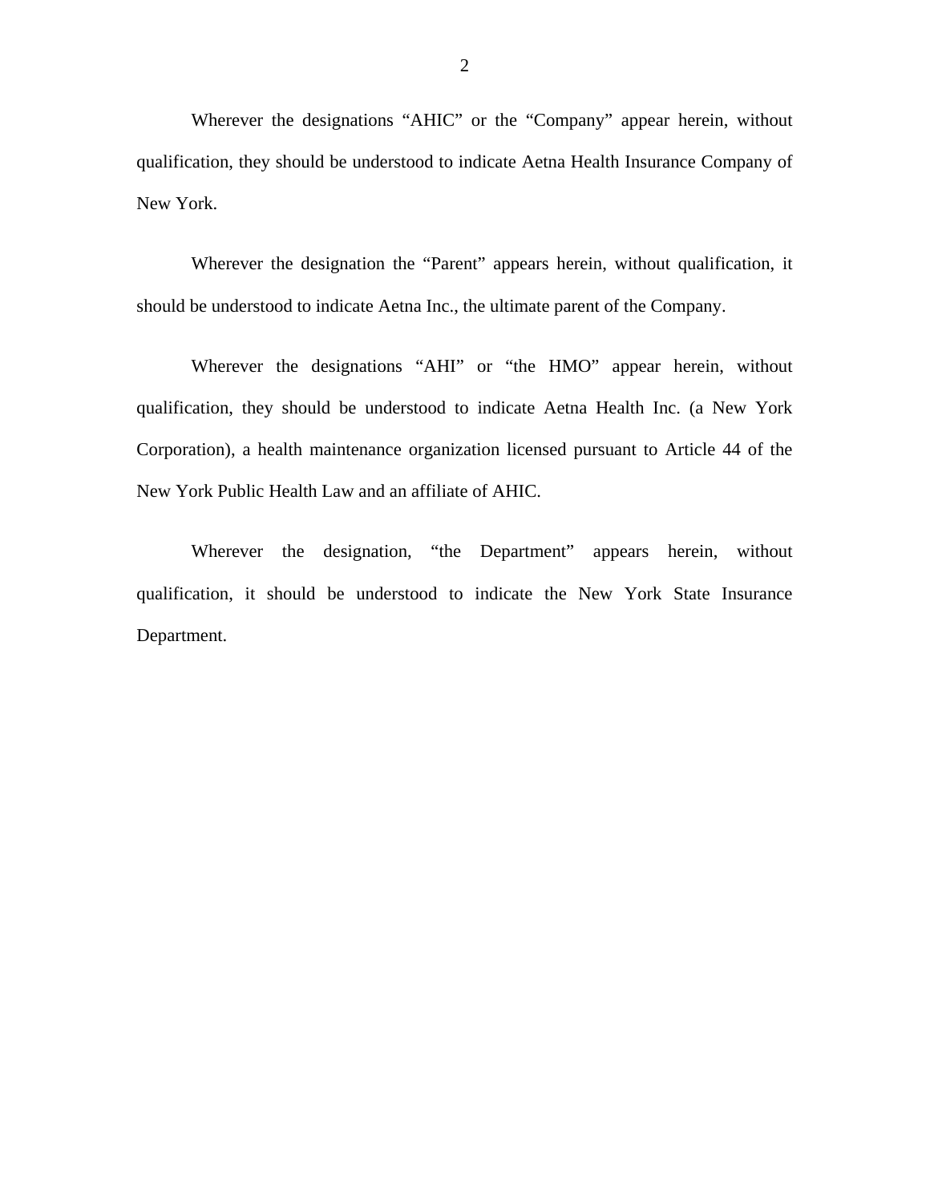Wherever the designations “AHIC” or the “Company” appear herein, without qualification, they should be understood to indicate Aetna Health Insurance Company of New York.

Wherever the designation the “Parent” appears herein, without qualification, it should be understood to indicate Aetna Inc., the ultimate parent of the Company.

Wherever the designations “AHI” or “the HMO” appear herein, without qualification, they should be understood to indicate Aetna Health Inc. (a New York Corporation), a health maintenance organization licensed pursuant to Article 44 of the New York Public Health Law and an affiliate of AHIC.

Wherever the designation, “the Department” appears herein, without qualification, it should be understood to indicate the New York State Insurance Department.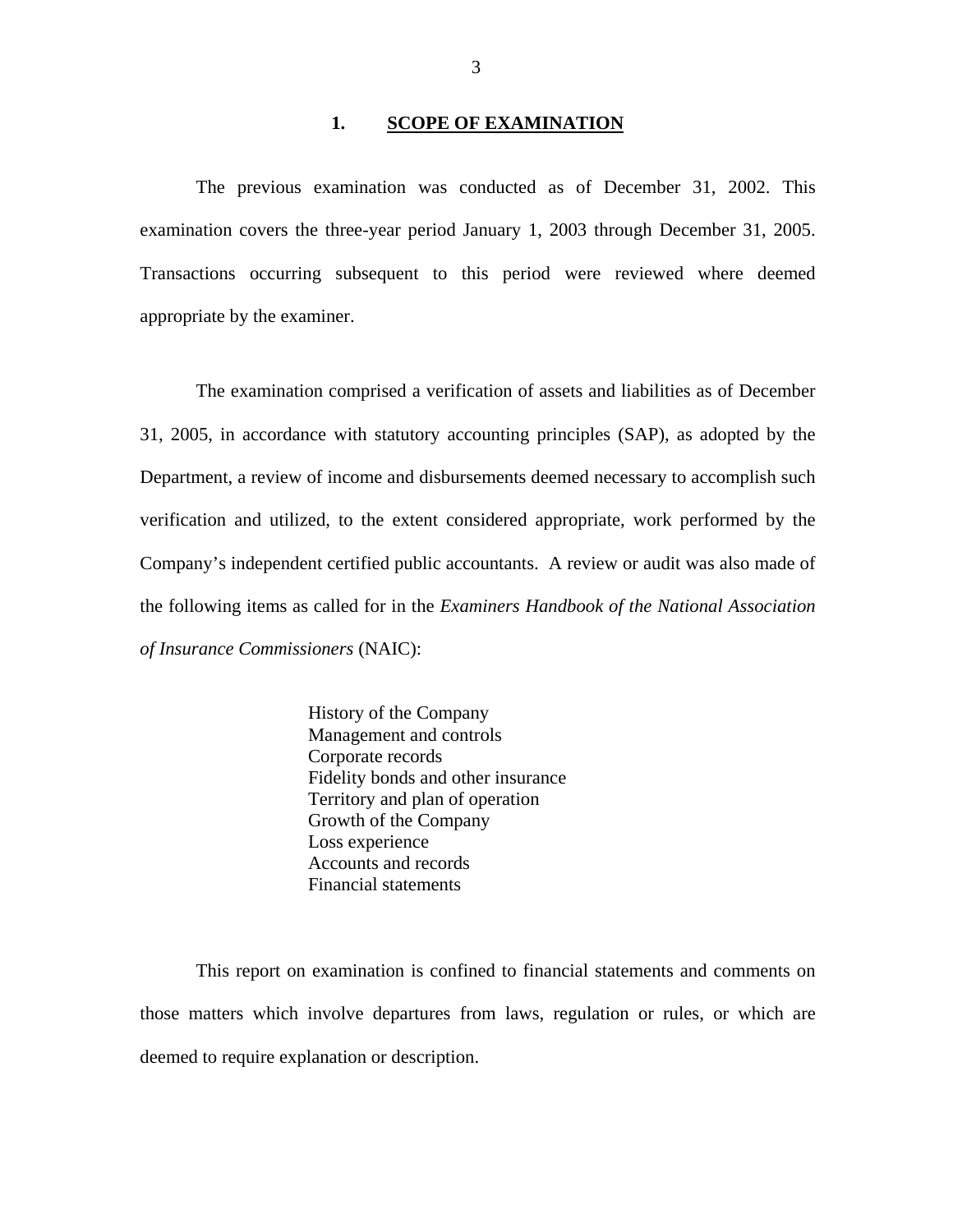## 1. SCOPE OF EXAMINATION

The previous examination was conducted as of December 31, 2002. This examination covers the three-year period January 1, 2003 through December 31, 2005. Transactions occurring subsequent to this period were reviewed where deemed appropriate by the examiner.

The examination comprised a verification of assets and liabilities as of December 31, 2005, in accordance with statutory accounting principles (SAP), as adopted by the Department, a review of income and disbursements deemed necessary to accomplish such verification and utilized, to the extent considered appropriate, work performed by the Company's independent certified public accountants. A review or audit was also made of the following items as called for in the *Examiners Handbook of the National Association of Insurance Commissioners* (NAIC):

History of the Company
Management and controls
Corporate records
Fidelity bonds and other insurance
Territory and plan of operation
Growth of the Company
Loss experience
Accounts and records
Financial statements

This report on examination is confined to financial statements and comments on those matters which involve departures from laws, regulation or rules, or which are deemed to require explanation or description.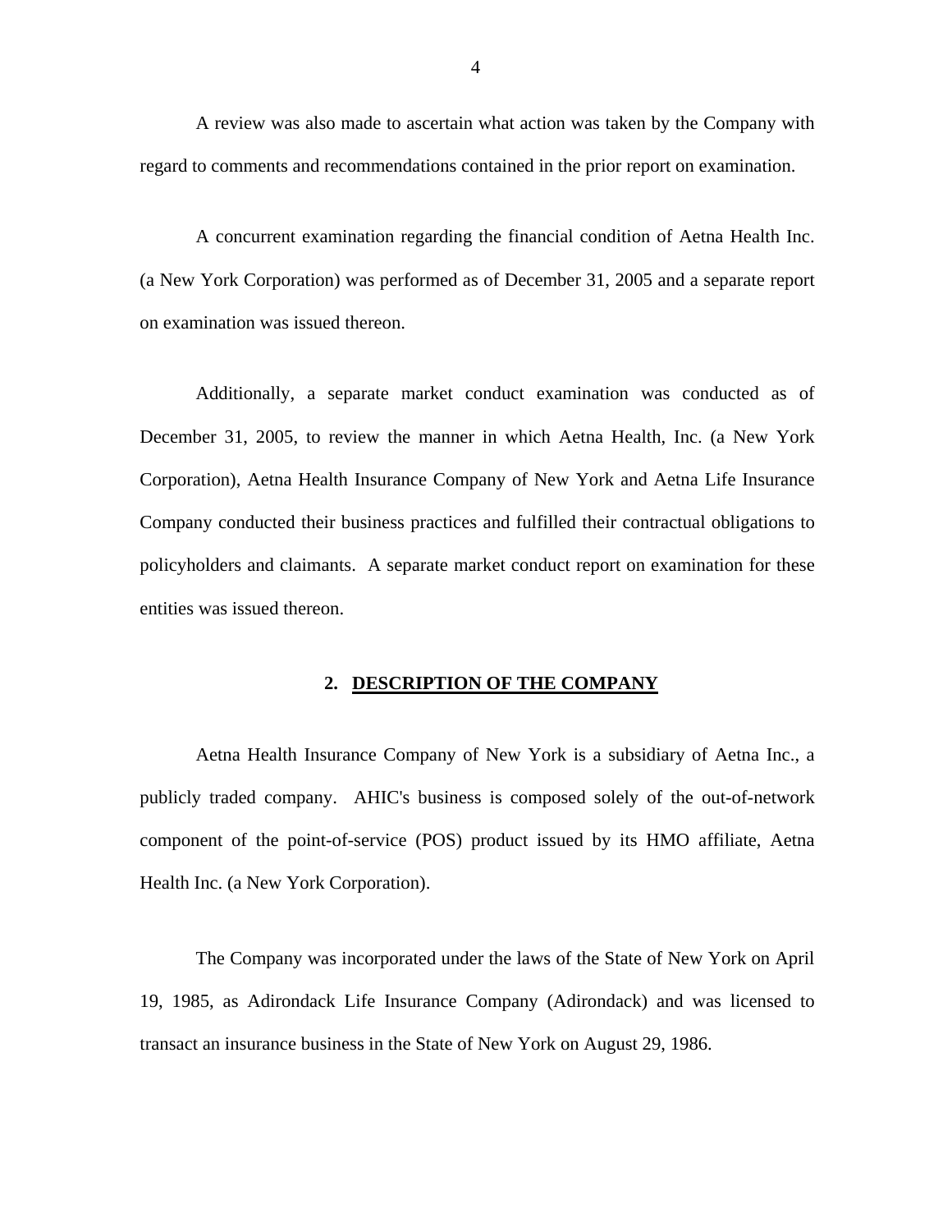A review was also made to ascertain what action was taken by the Company with regard to comments and recommendations contained in the prior report on examination.

A concurrent examination regarding the financial condition of Aetna Health Inc. (a New York Corporation) was performed as of December 31, 2005 and a separate report on examination was issued thereon.

Additionally, a separate market conduct examination was conducted as of December 31, 2005, to review the manner in which Aetna Health, Inc. (a New York Corporation), Aetna Health Insurance Company of New York and Aetna Life Insurance Company conducted their business practices and fulfilled their contractual obligations to policyholders and claimants. A separate market conduct report on examination for these entities was issued thereon.

## 2. DESCRIPTION OF THE COMPANY

Aetna Health Insurance Company of New York is a subsidiary of Aetna Inc., a publicly traded company. AHIC's business is composed solely of the out-of-network component of the point-of-service (POS) product issued by its HMO affiliate, Aetna Health Inc. (a New York Corporation).

The Company was incorporated under the laws of the State of New York on April 19, 1985, as Adirondack Life Insurance Company (Adirondack) and was licensed to transact an insurance business in the State of New York on August 29, 1986.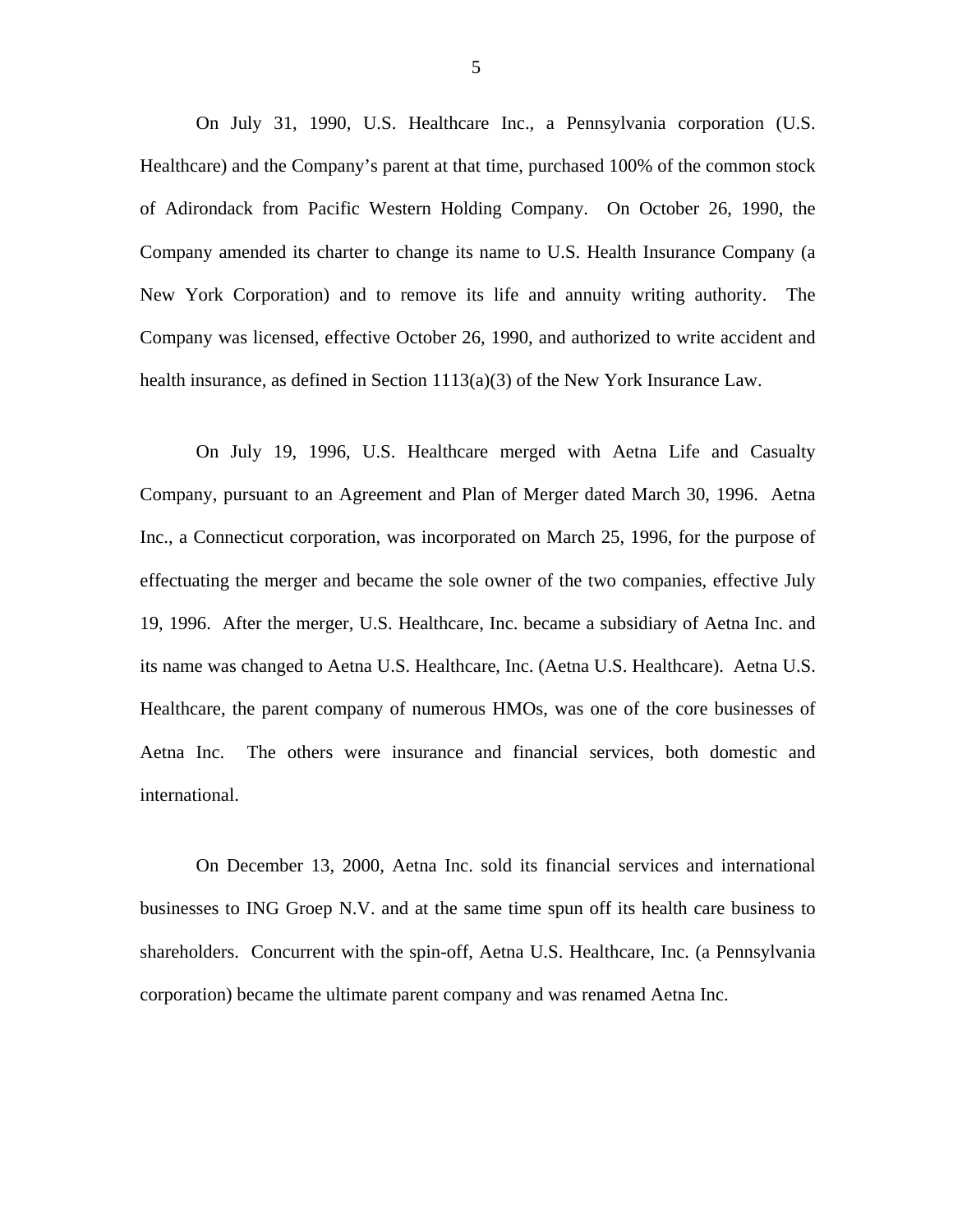On July 31, 1990, U.S. Healthcare Inc., a Pennsylvania corporation (U.S. Healthcare) and the Company's parent at that time, purchased 100% of the common stock of Adirondack from Pacific Western Holding Company. On October 26, 1990, the Company amended its charter to change its name to U.S. Health Insurance Company (a New York Corporation) and to remove its life and annuity writing authority. The Company was licensed, effective October 26, 1990, and authorized to write accident and health insurance, as defined in Section 1113(a)(3) of the New York Insurance Law.

On July 19, 1996, U.S. Healthcare merged with Aetna Life and Casualty Company, pursuant to an Agreement and Plan of Merger dated March 30, 1996. Aetna Inc., a Connecticut corporation, was incorporated on March 25, 1996, for the purpose of effectuating the merger and became the sole owner of the two companies, effective July 19, 1996. After the merger, U.S. Healthcare, Inc. became a subsidiary of Aetna Inc. and its name was changed to Aetna U.S. Healthcare, Inc. (Aetna U.S. Healthcare). Aetna U.S. Healthcare, the parent company of numerous HMOs, was one of the core businesses of Aetna Inc. The others were insurance and financial services, both domestic and international.

On December 13, 2000, Aetna Inc. sold its financial services and international businesses to ING Groep N.V. and at the same time spun off its health care business to shareholders. Concurrent with the spin-off, Aetna U.S. Healthcare, Inc. (a Pennsylvania corporation) became the ultimate parent company and was renamed Aetna Inc.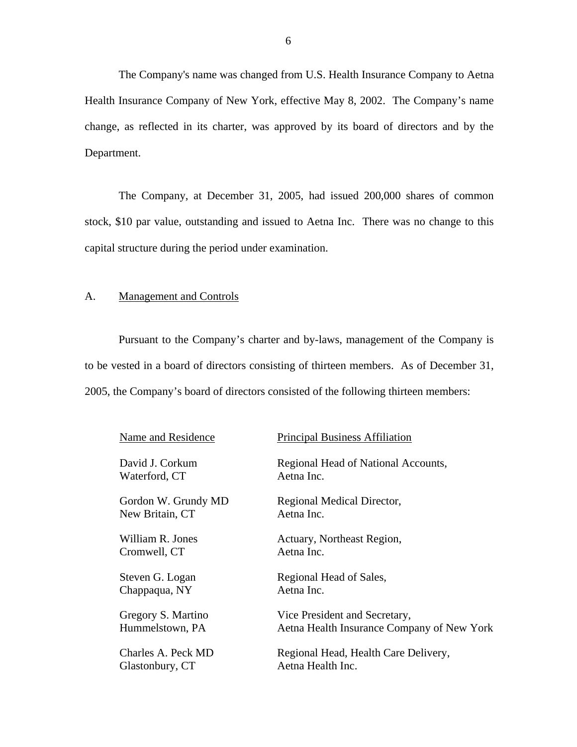The Company's name was changed from U.S. Health Insurance Company to Aetna Health Insurance Company of New York, effective May 8, 2002. The Company's name change, as reflected in its charter, was approved by its board of directors and by the Department.

The Company, at December 31, 2005, had issued 200,000 shares of common stock, $10 par value, outstanding and issued to Aetna Inc. There was no change to this capital structure during the period under examination.

## A. Management and Controls

Pursuant to the Company's charter and by-laws, management of the Company is to be vested in a board of directors consisting of thirteen members. As of December 31, 2005, the Company's board of directors consisted of the following thirteen members:

| Name and Residence | Principal Business Affiliation |
|---|---|
| David J. Corkum<br>Waterford, CT | Regional Head of National Accounts,<br>Aetna Inc. |
| Gordon W. Grundy MD<br>New Britain, CT | Regional Medical Director,<br>Aetna Inc. |
| William R. Jones<br>Cromwell, CT | Actuary, Northeast Region,<br>Aetna Inc. |
| Steven G. Logan<br>Chappaqua, NY | Regional Head of Sales,<br>Aetna Inc. |
| Gregory S. Martino<br>Hummelstown, PA | Vice President and Secretary,<br>Aetna Health Insurance Company of New York |
| Charles A. Peck MD<br>Glastonbury, CT | Regional Head, Health Care Delivery,<br>Aetna Health Inc. |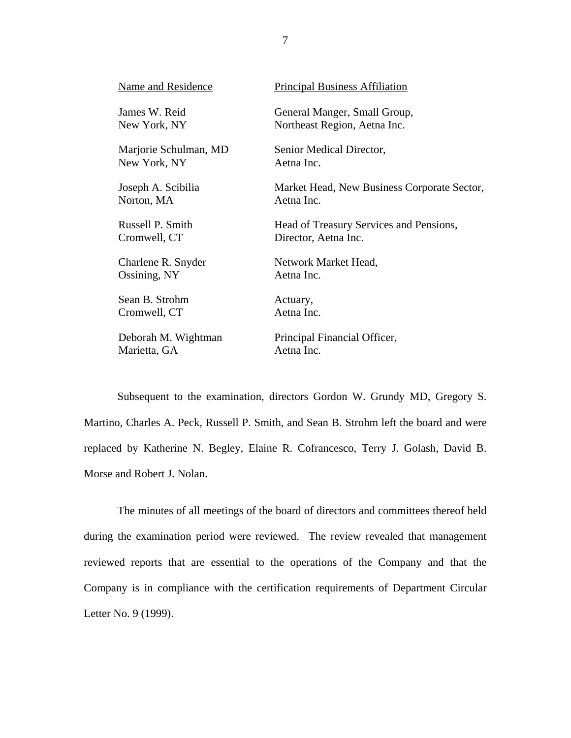| Name and Residence | Principal Business Affiliation |
| --- | --- |
| James W. Reid<br>New York, NY | General Manger, Small Group,<br>Northeast Region, Aetna Inc. |
| Marjorie Schulman, MD<br>New York, NY | Senior Medical Director,<br>Aetna Inc. |
| Joseph A. Scibilia<br>Norton, MA | Market Head, New Business Corporate Sector,<br>Aetna Inc. |
| Russell P. Smith<br>Cromwell, CT | Head of Treasury Services and Pensions,<br>Director, Aetna Inc. |
| Charlene R. Snyder<br>Ossining, NY | Network Market Head,<br>Aetna Inc. |
| Sean B. Strohm<br>Cromwell, CT | Actuary,<br>Aetna Inc. |
| Deborah M. Wightman<br>Marietta, GA | Principal Financial Officer,<br>Aetna Inc. |

Subsequent to the examination, directors Gordon W. Grundy MD, Gregory S. Martino, Charles A. Peck, Russell P. Smith, and Sean B. Strohm left the board and were replaced by Katherine N. Begley, Elaine R. Cofrancesco, Terry J. Golash, David B. Morse and Robert J. Nolan.

The minutes of all meetings of the board of directors and committees thereof held during the examination period were reviewed. The review revealed that management reviewed reports that are essential to the operations of the Company and that the Company is in compliance with the certification requirements of Department Circular Letter No. 9 (1999).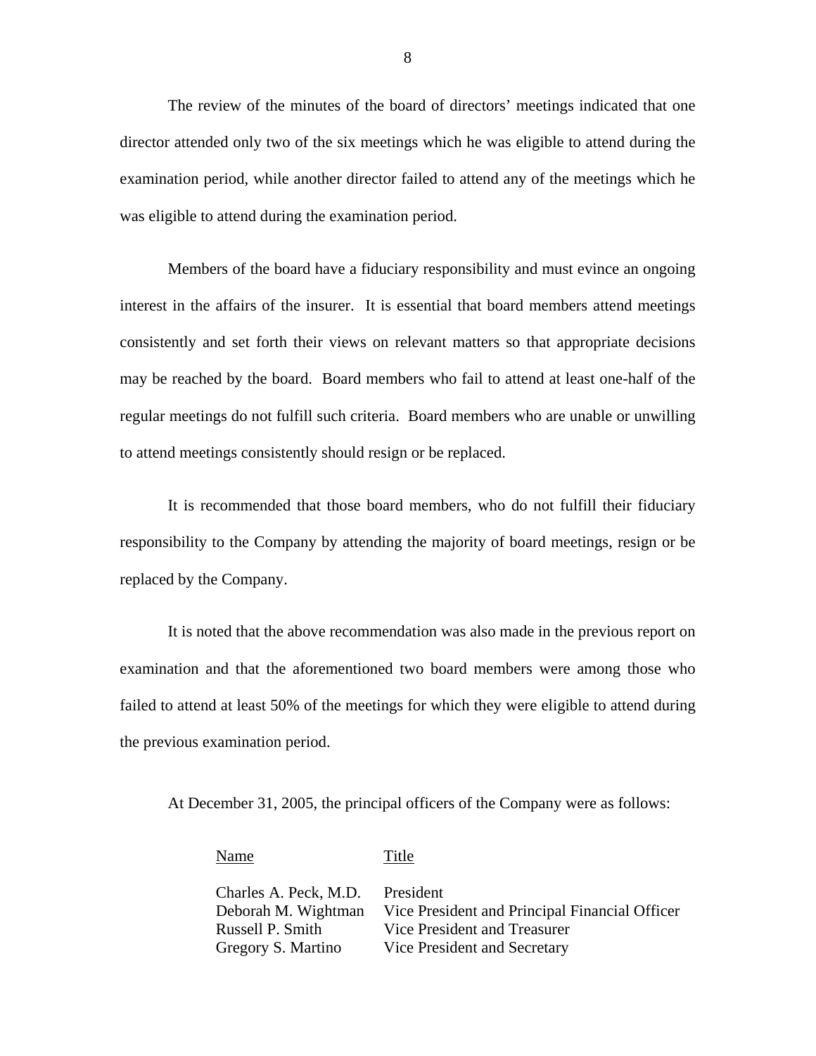The review of the minutes of the board of directors' meetings indicated that one director attended only two of the six meetings which he was eligible to attend during the examination period, while another director failed to attend any of the meetings which he was eligible to attend during the examination period.

Members of the board have a fiduciary responsibility and must evince an ongoing interest in the affairs of the insurer. It is essential that board members attend meetings consistently and set forth their views on relevant matters so that appropriate decisions may be reached by the board. Board members who fail to attend at least one-half of the regular meetings do not fulfill such criteria. Board members who are unable or unwilling to attend meetings consistently should resign or be replaced.

It is recommended that those board members, who do not fulfill their fiduciary responsibility to the Company by attending the majority of board meetings, resign or be replaced by the Company.

It is noted that the above recommendation was also made in the previous report on examination and that the aforementioned two board members were among those who failed to attend at least 50% of the meetings for which they were eligible to attend during the previous examination period.

At December 31, 2005, the principal officers of the Company were as follows:

| Name | Title |
|---|---|
| Charles A. Peck, M.D. | President |
| Deborah M. Wightman | Vice President and Principal Financial Officer |
| Russell P. Smith | Vice President and Treasurer |
| Gregory S. Martino | Vice President and Secretary |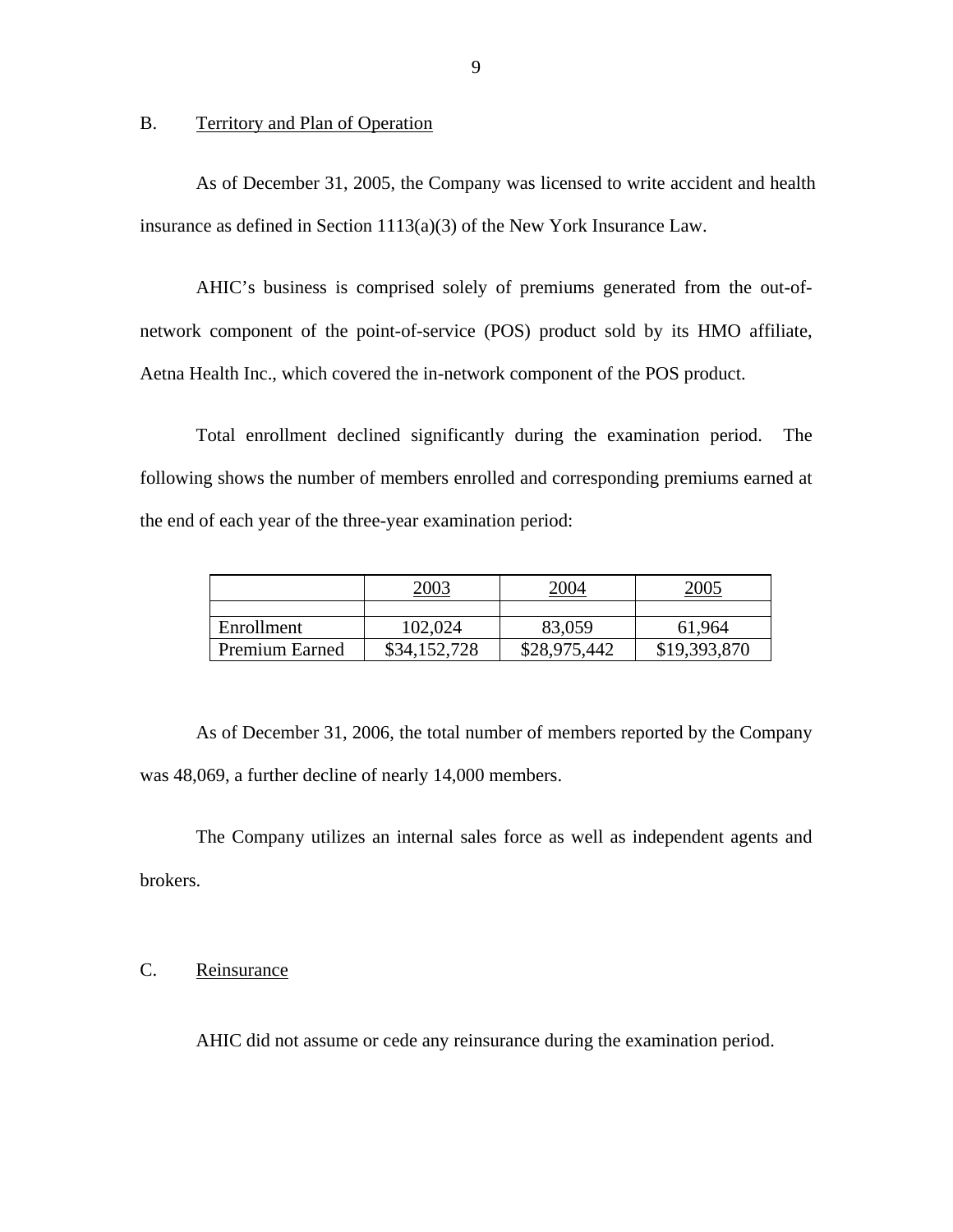## B. Territory and Plan of Operation

As of December 31, 2005, the Company was licensed to write accident and health insurance as defined in Section 1113(a)(3) of the New York Insurance Law.

AHIC's business is comprised solely of premiums generated from the out-of-network component of the point-of-service (POS) product sold by its HMO affiliate, Aetna Health Inc., which covered the in-network component of the POS product.

Total enrollment declined significantly during the examination period. The following shows the number of members enrolled and corresponding premiums earned at the end of each year of the three-year examination period:

| | 2003 | 2004 | 2005 |
|---|---|---|---|
| Enrollment | 102,024 | 83,059 | 61,964 |
| Premium Earned | $34,152,728 | $28,975,442 | $19,393,870 |

As of December 31, 2006, the total number of members reported by the Company was 48,069, a further decline of nearly 14,000 members.

The Company utilizes an internal sales force as well as independent agents and brokers.

## C. Reinsurance

AHIC did not assume or cede any reinsurance during the examination period.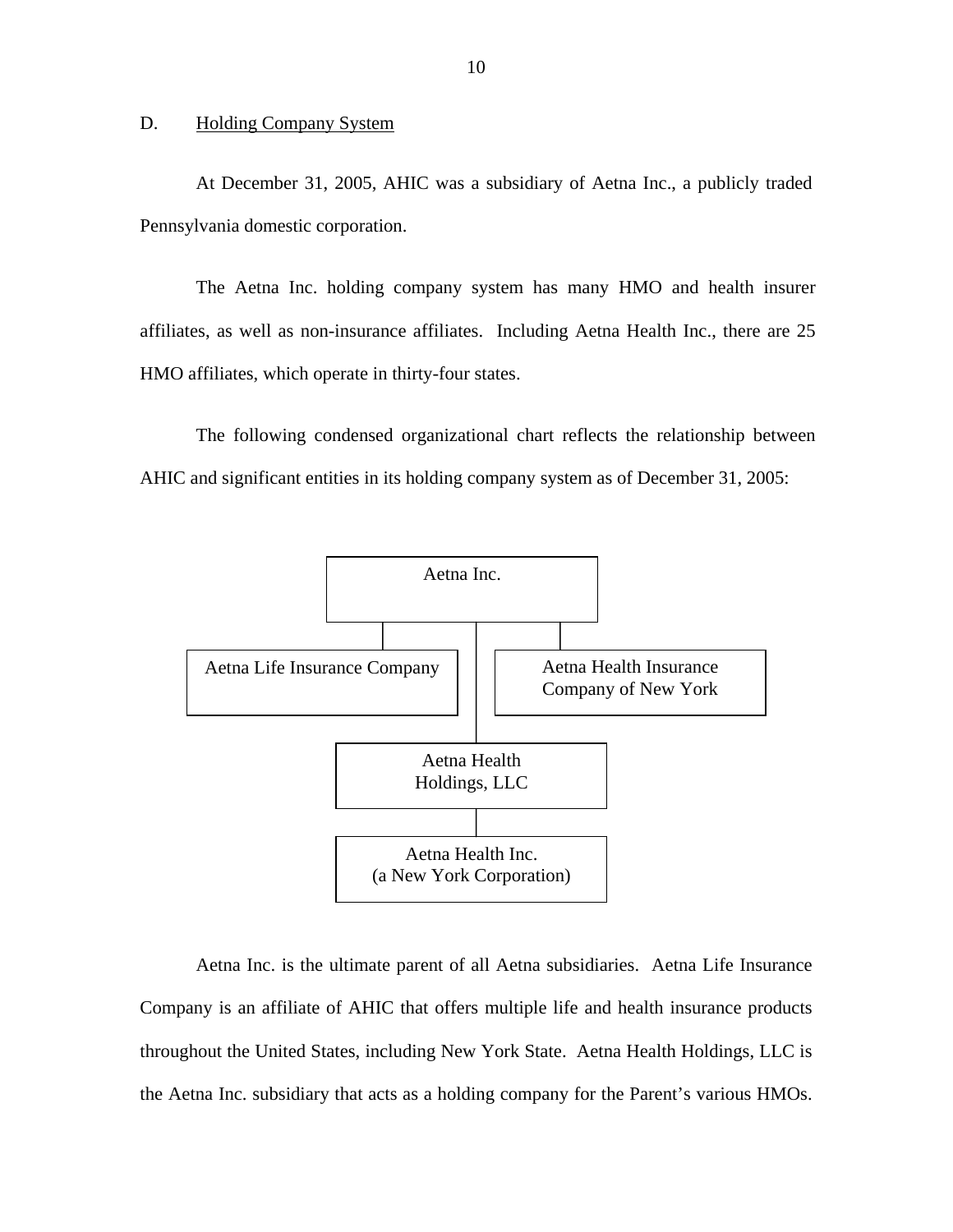## D. Holding Company System

At December 31, 2005, AHIC was a subsidiary of Aetna Inc., a publicly traded Pennsylvania domestic corporation.

The Aetna Inc. holding company system has many HMO and health insurer affiliates, as well as non-insurance affiliates. Including Aetna Health Inc., there are 25 HMO affiliates, which operate in thirty-four states.

The following condensed organizational chart reflects the relationship between AHIC and significant entities in its holding company system as of December 31, 2005:

Aetna Inc.

- Aetna Life Insurance Company
- Aetna Health Insurance Company of New York
- Aetna Health Holdings, LLC
  - Aetna Health Inc. (a New York Corporation)

Aetna Inc. is the ultimate parent of all Aetna subsidiaries. Aetna Life Insurance Company is an affiliate of AHIC that offers multiple life and health insurance products throughout the United States, including New York State. Aetna Health Holdings, LLC is the Aetna Inc. subsidiary that acts as a holding company for the Parent's various HMOs.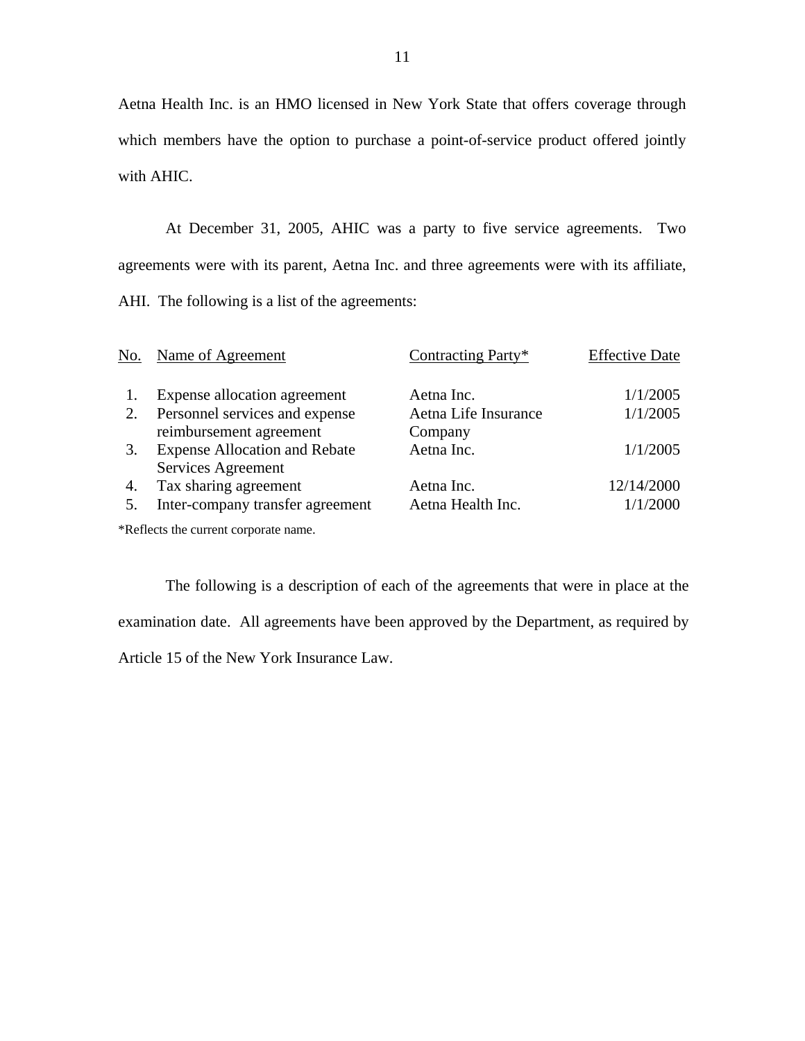Aetna Health Inc. is an HMO licensed in New York State that offers coverage through which members have the option to purchase a point-of-service product offered jointly with AHIC.

At December 31, 2005, AHIC was a party to five service agreements. Two agreements were with its parent, Aetna Inc. and three agreements were with its affiliate, AHI. The following is a list of the agreements:

| No. | Name of Agreement | Contracting Party* | Effective Date |
|---|---|---|---|
| 1. | Expense allocation agreement | Aetna Inc. | 1/1/2005 |
| 2. | Personnel services and expense reimbursement agreement | Aetna Life Insurance Company | 1/1/2005 |
| 3. | Expense Allocation and Rebate Services Agreement | Aetna Inc. | 1/1/2005 |
| 4. | Tax sharing agreement | Aetna Inc. | 12/14/2000 |
| 5. | Inter-company transfer agreement | Aetna Health Inc. | 1/1/2000 |

*Reflects the current corporate name.

The following is a description of each of the agreements that were in place at the examination date. All agreements have been approved by the Department, as required by Article 15 of the New York Insurance Law.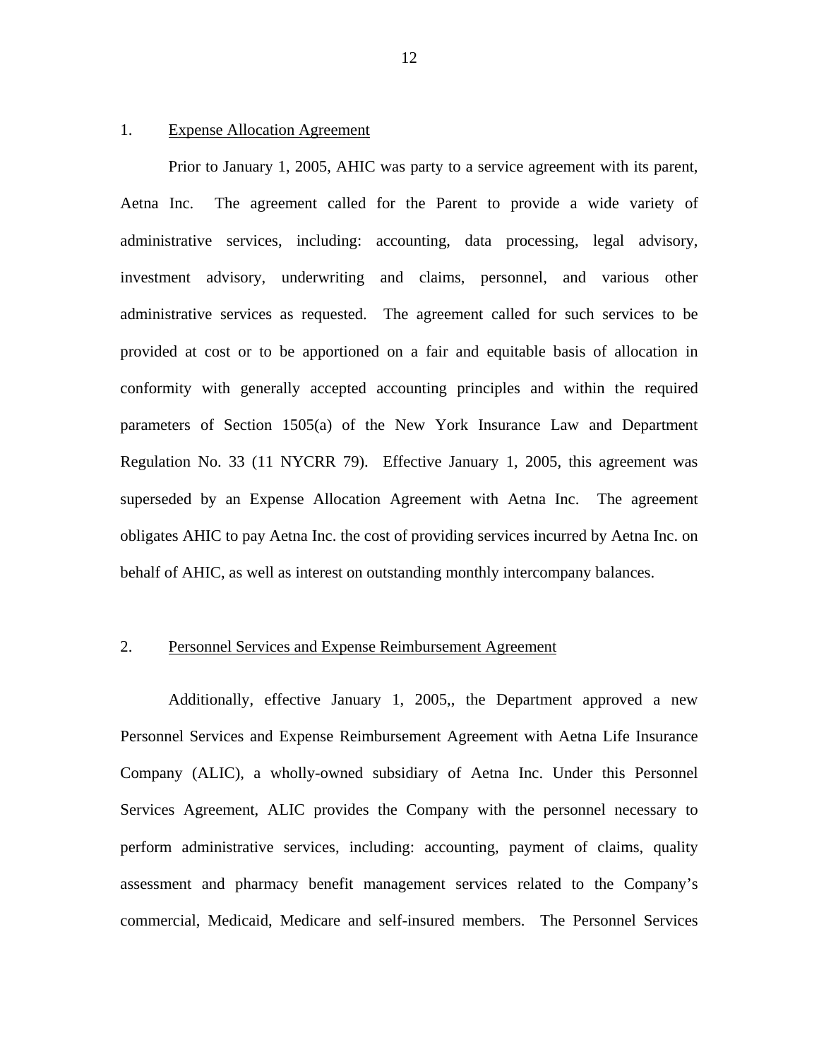1. Expense Allocation Agreement

Prior to January 1, 2005, AHIC was party to a service agreement with its parent, Aetna Inc. The agreement called for the Parent to provide a wide variety of administrative services, including: accounting, data processing, legal advisory, investment advisory, underwriting and claims, personnel, and various other administrative services as requested. The agreement called for such services to be provided at cost or to be apportioned on a fair and equitable basis of allocation in conformity with generally accepted accounting principles and within the required parameters of Section 1505(a) of the New York Insurance Law and Department Regulation No. 33 (11 NYCRR 79). Effective January 1, 2005, this agreement was superseded by an Expense Allocation Agreement with Aetna Inc. The agreement obligates AHIC to pay Aetna Inc. the cost of providing services incurred by Aetna Inc. on behalf of AHIC, as well as interest on outstanding monthly intercompany balances.

2. Personnel Services and Expense Reimbursement Agreement

Additionally, effective January 1, 2005,, the Department approved a new Personnel Services and Expense Reimbursement Agreement with Aetna Life Insurance Company (ALIC), a wholly-owned subsidiary of Aetna Inc. Under this Personnel Services Agreement, ALIC provides the Company with the personnel necessary to perform administrative services, including: accounting, payment of claims, quality assessment and pharmacy benefit management services related to the Company's commercial, Medicaid, Medicare and self-insured members. The Personnel Services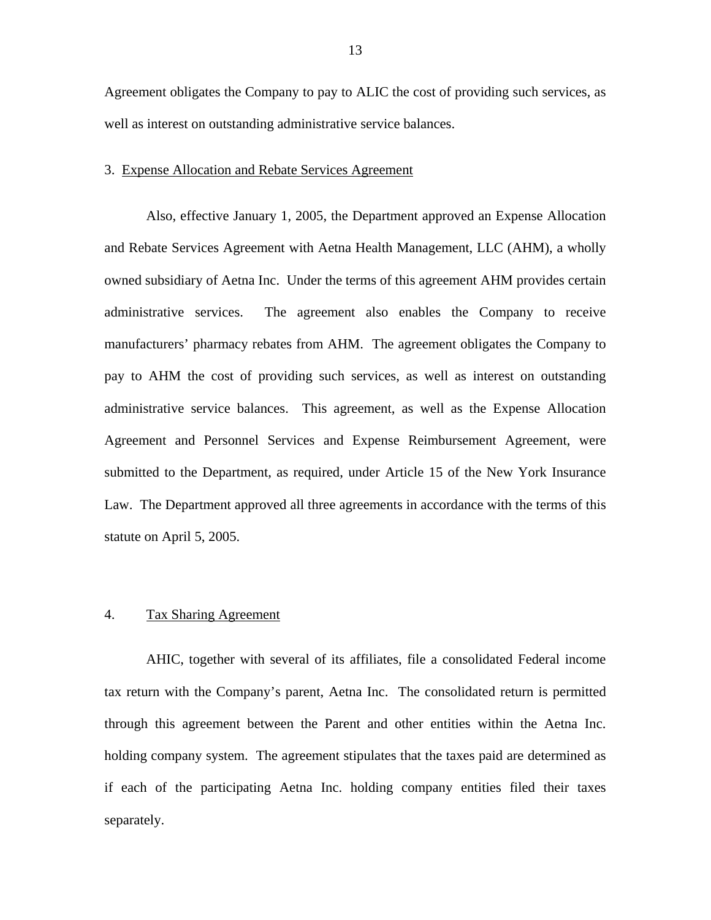Agreement obligates the Company to pay to ALIC the cost of providing such services, as well as interest on outstanding administrative service balances.

3. Expense Allocation and Rebate Services Agreement

Also, effective January 1, 2005, the Department approved an Expense Allocation and Rebate Services Agreement with Aetna Health Management, LLC (AHM), a wholly owned subsidiary of Aetna Inc. Under the terms of this agreement AHM provides certain administrative services. The agreement also enables the Company to receive manufacturers' pharmacy rebates from AHM. The agreement obligates the Company to pay to AHM the cost of providing such services, as well as interest on outstanding administrative service balances. This agreement, as well as the Expense Allocation Agreement and Personnel Services and Expense Reimbursement Agreement, were submitted to the Department, as required, under Article 15 of the New York Insurance Law. The Department approved all three agreements in accordance with the terms of this statute on April 5, 2005.

4. Tax Sharing Agreement

AHIC, together with several of its affiliates, file a consolidated Federal income tax return with the Company's parent, Aetna Inc. The consolidated return is permitted through this agreement between the Parent and other entities within the Aetna Inc. holding company system. The agreement stipulates that the taxes paid are determined as if each of the participating Aetna Inc. holding company entities filed their taxes separately.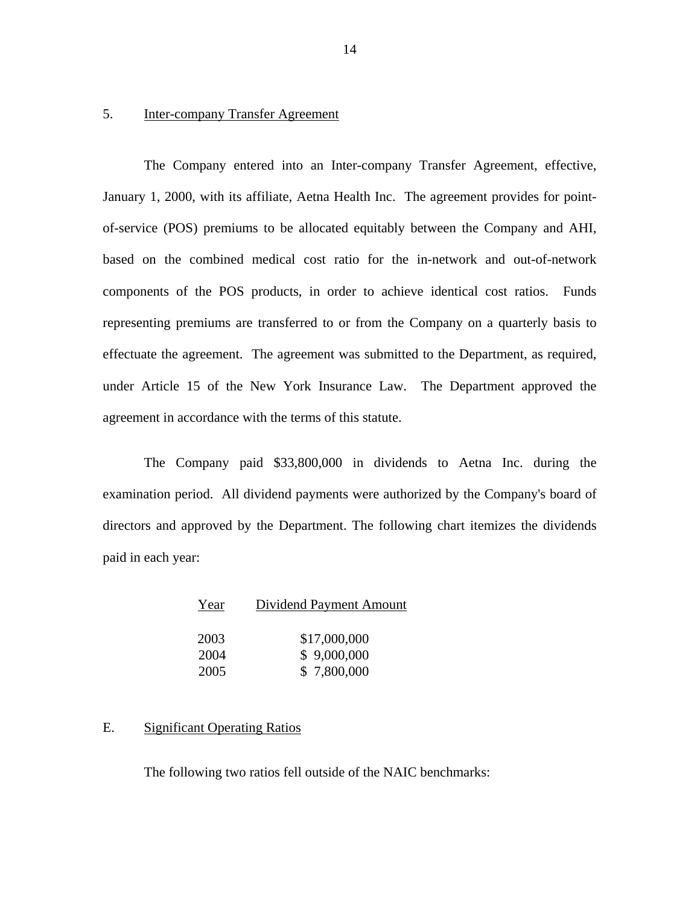5. Inter-company Transfer Agreement

The Company entered into an Inter-company Transfer Agreement, effective, January 1, 2000, with its affiliate, Aetna Health Inc. The agreement provides for point-of-service (POS) premiums to be allocated equitably between the Company and AHI, based on the combined medical cost ratio for the in-network and out-of-network components of the POS products, in order to achieve identical cost ratios. Funds representing premiums are transferred to or from the Company on a quarterly basis to effectuate the agreement. The agreement was submitted to the Department, as required, under Article 15 of the New York Insurance Law. The Department approved the agreement in accordance with the terms of this statute.

The Company paid $33,800,000 in dividends to Aetna Inc. during the examination period. All dividend payments were authorized by the Company's board of directors and approved by the Department. The following chart itemizes the dividends paid in each year:

| Year | Dividend Payment Amount |
| --- | --- |
| 2003 | $17,000,000 |
| 2004 | $ 9,000,000 |
| 2005 | $ 7,800,000 |

E. Significant Operating Ratios

The following two ratios fell outside of the NAIC benchmarks: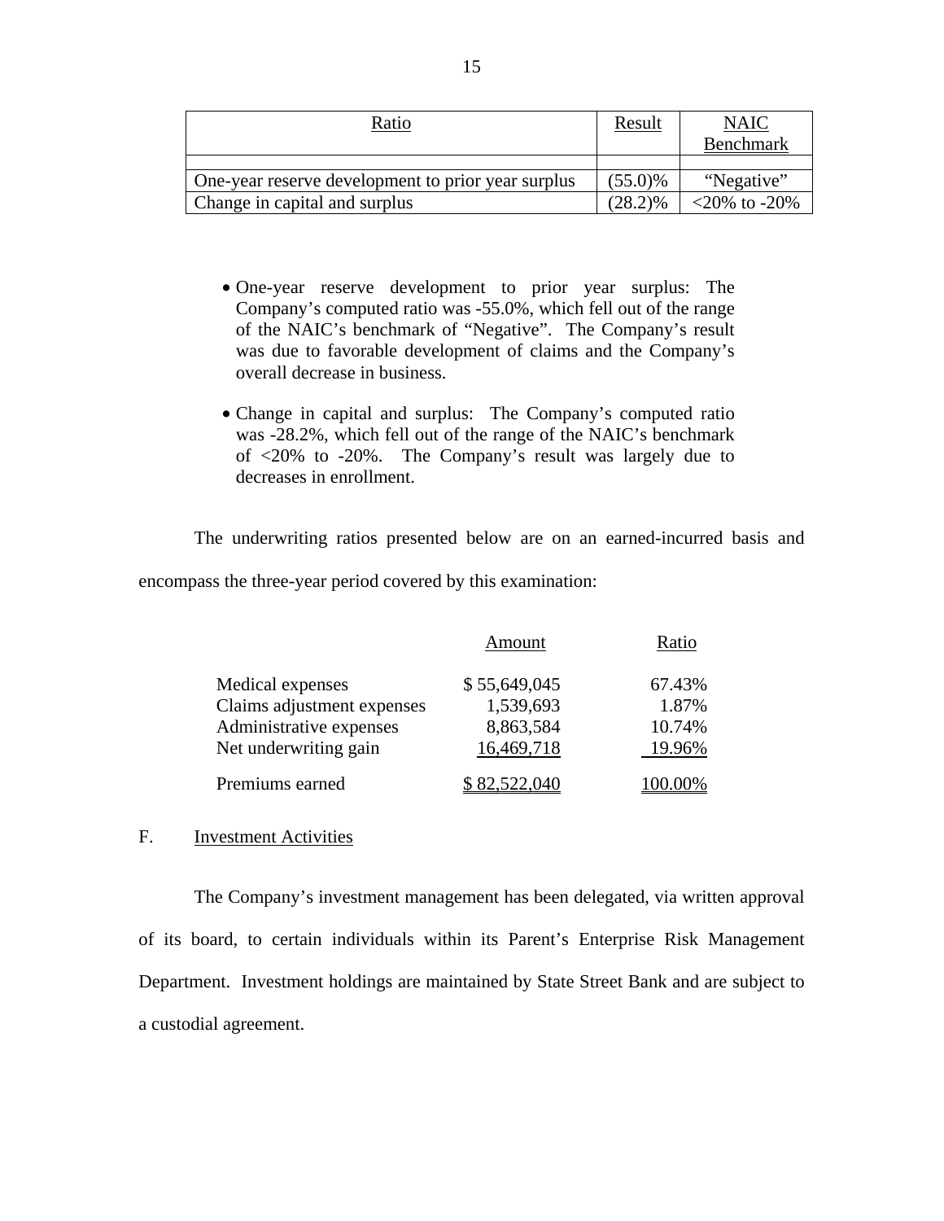| Ratio | Result | NAIC Benchmark |
|---|---|---|
| | | |
| One-year reserve development to prior year surplus | (55.0)% | "Negative" |
| Change in capital and surplus | (28.2)% | <20% to -20% |

- One-year reserve development to prior year surplus: The Company's computed ratio was -55.0%, which fell out of the range of the NAIC's benchmark of "Negative". The Company's result was due to favorable development of claims and the Company's overall decrease in business.

- Change in capital and surplus: The Company's computed ratio was -28.2%, which fell out of the range of the NAIC's benchmark of <20% to -20%. The Company's result was largely due to decreases in enrollment.

The underwriting ratios presented below are on an earned-incurred basis and encompass the three-year period covered by this examination:

| | Amount | Ratio |
|---|---|---|
| Medical expenses | $ 55,649,045 | 67.43% |
| Claims adjustment expenses | 1,539,693 | 1.87% |
| Administrative expenses | 8,863,584 | 10.74% |
| Net underwriting gain | 16,469,718 | 19.96% |
| Premiums earned | $ 82,522,040 | 100.00% |

## F. Investment Activities

The Company's investment management has been delegated, via written approval of its board, to certain individuals within its Parent's Enterprise Risk Management Department. Investment holdings are maintained by State Street Bank and are subject to a custodial agreement.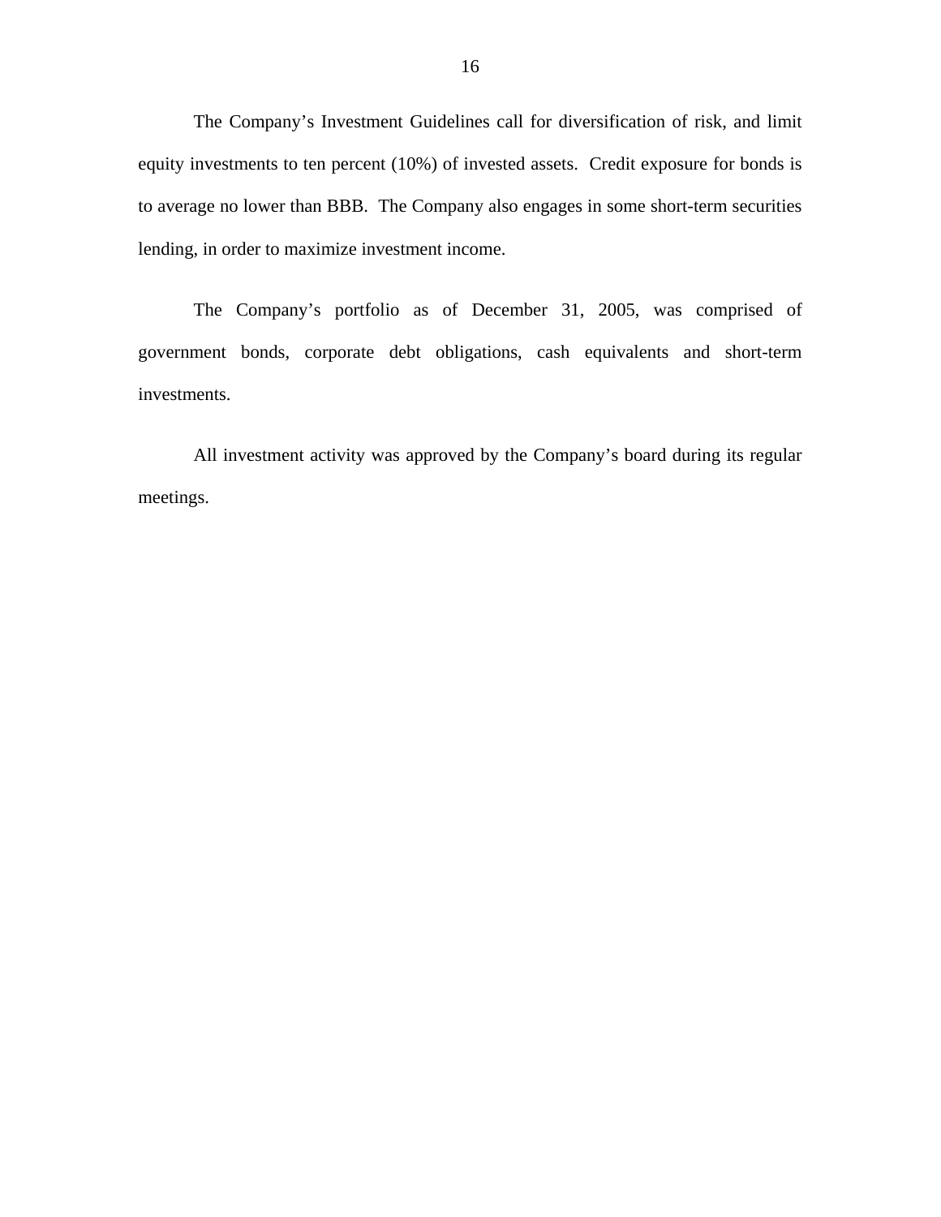The Company's Investment Guidelines call for diversification of risk, and limit equity investments to ten percent (10%) of invested assets. Credit exposure for bonds is to average no lower than BBB. The Company also engages in some short-term securities lending, in order to maximize investment income.

The Company's portfolio as of December 31, 2005, was comprised of government bonds, corporate debt obligations, cash equivalents and short-term investments.

All investment activity was approved by the Company's board during its regular meetings.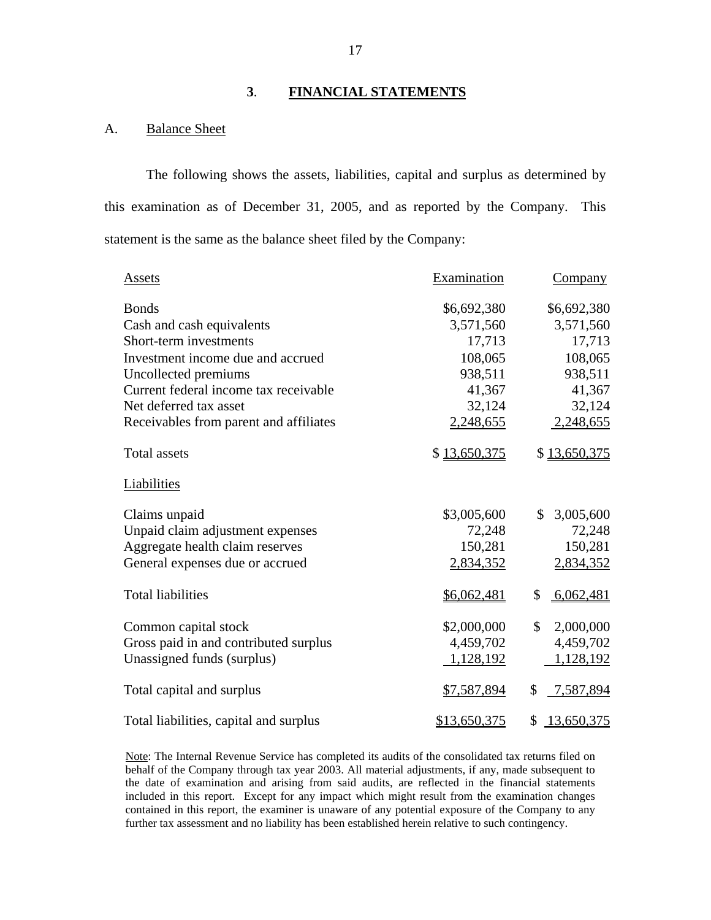## 3. FINANCIAL STATEMENTS

### A. Balance Sheet

The following shows the assets, liabilities, capital and surplus as determined by this examination as of December 31, 2005, and as reported by the Company. This statement is the same as the balance sheet filed by the Company:

| Assets | Examination | Company |
|---|---|---|
| Bonds | $6,692,380 | $6,692,380 |
| Cash and cash equivalents | 3,571,560 | 3,571,560 |
| Short-term investments | 17,713 | 17,713 |
| Investment income due and accrued | 108,065 | 108,065 |
| Uncollected premiums | 938,511 | 938,511 |
| Current federal income tax receivable | 41,367 | 41,367 |
| Net deferred tax asset | 32,124 | 32,124 |
| Receivables from parent and affiliates | 2,248,655 | 2,248,655 |
| Total assets | $ 13,650,375 | $ 13,650,375 |
| **Liabilities** | | |
| Claims unpaid | $3,005,600 | $ 3,005,600 |
| Unpaid claim adjustment expenses | 72,248 | 72,248 |
| Aggregate health claim reserves | 150,281 | 150,281 |
| General expenses due or accrued | 2,834,352 | 2,834,352 |
| Total liabilities | $6,062,481 | $ 6,062,481 |
| Common capital stock | $2,000,000 | $ 2,000,000 |
| Gross paid in and contributed surplus | 4,459,702 | 4,459,702 |
| Unassigned funds (surplus) | 1,128,192 | 1,128,192 |
| Total capital and surplus | $7,587,894 | $ 7,587,894 |
| Total liabilities, capital and surplus | $13,650,375 | $ 13,650,375 |

Note: The Internal Revenue Service has completed its audits of the consolidated tax returns filed on behalf of the Company through tax year 2003. All material adjustments, if any, made subsequent to the date of examination and arising from said audits, are reflected in the financial statements included in this report. Except for any impact which might result from the examination changes contained in this report, the examiner is unaware of any potential exposure of the Company to any further tax assessment and no liability has been established herein relative to such contingency.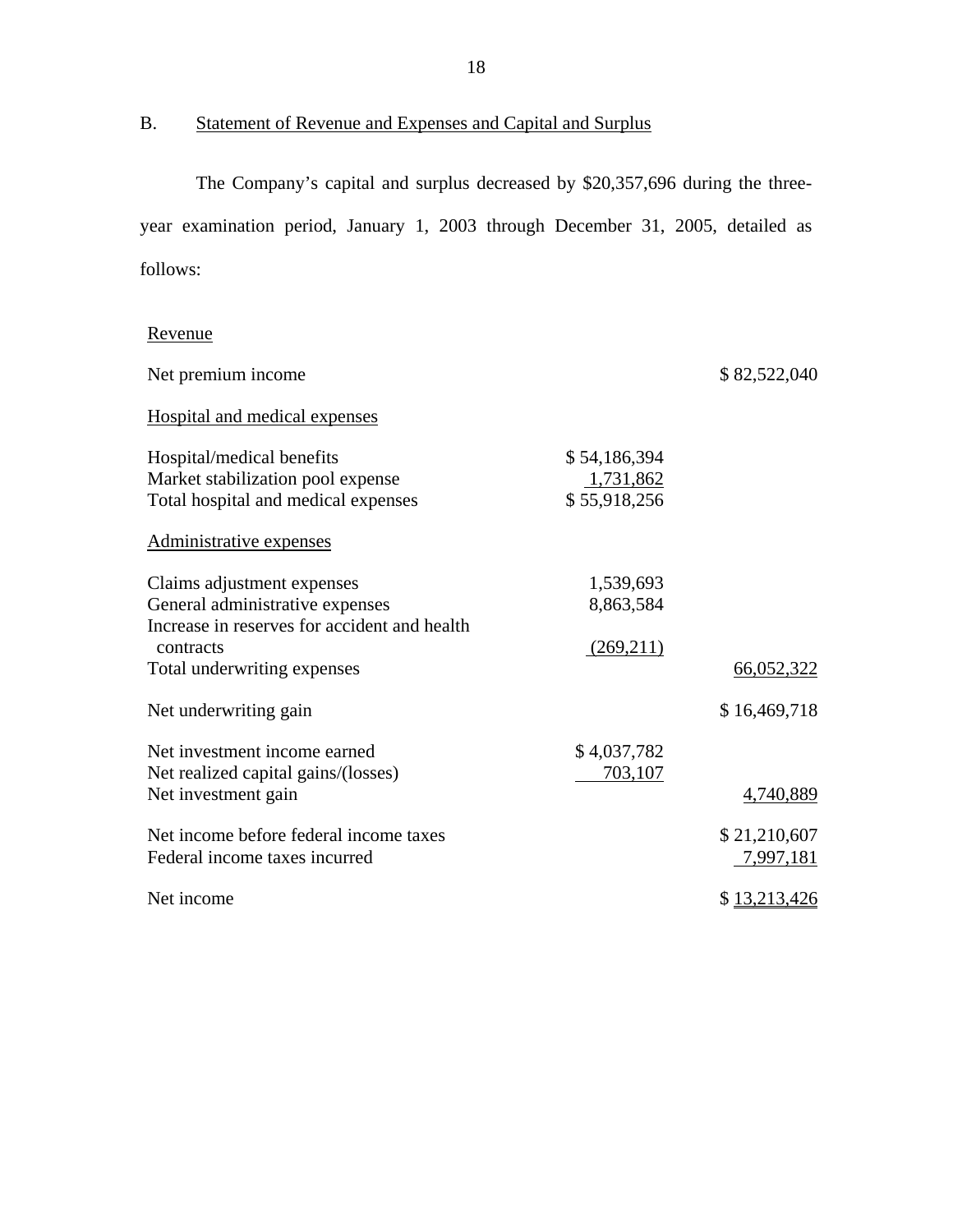## B. Statement of Revenue and Expenses and Capital and Surplus

The Company's capital and surplus decreased by $20,357,696 during the three-year examination period, January 1, 2003 through December 31, 2005, detailed as follows:

| | | |
|---|---|---|
| Revenue | | |
| Net premium income | | $ 82,522,040 |
| Hospital and medical expenses | | |
| Hospital/medical benefits | $ 54,186,394 | |
| Market stabilization pool expense | 1,731,862 | |
| Total hospital and medical expenses | $ 55,918,256 | |
| Administrative expenses | | |
| Claims adjustment expenses | 1,539,693 | |
| General administrative expenses | 8,863,584 | |
| Increase in reserves for accident and health contracts | (269,211) | |
| Total underwriting expenses | | 66,052,322 |
| Net underwriting gain | | $ 16,469,718 |
| Net investment income earned | $ 4,037,782 | |
| Net realized capital gains/(losses) | 703,107 | |
| Net investment gain | | 4,740,889 |
| Net income before federal income taxes | | $ 21,210,607 |
| Federal income taxes incurred | | 7,997,181 |
| Net income | | $ 13,213,426 |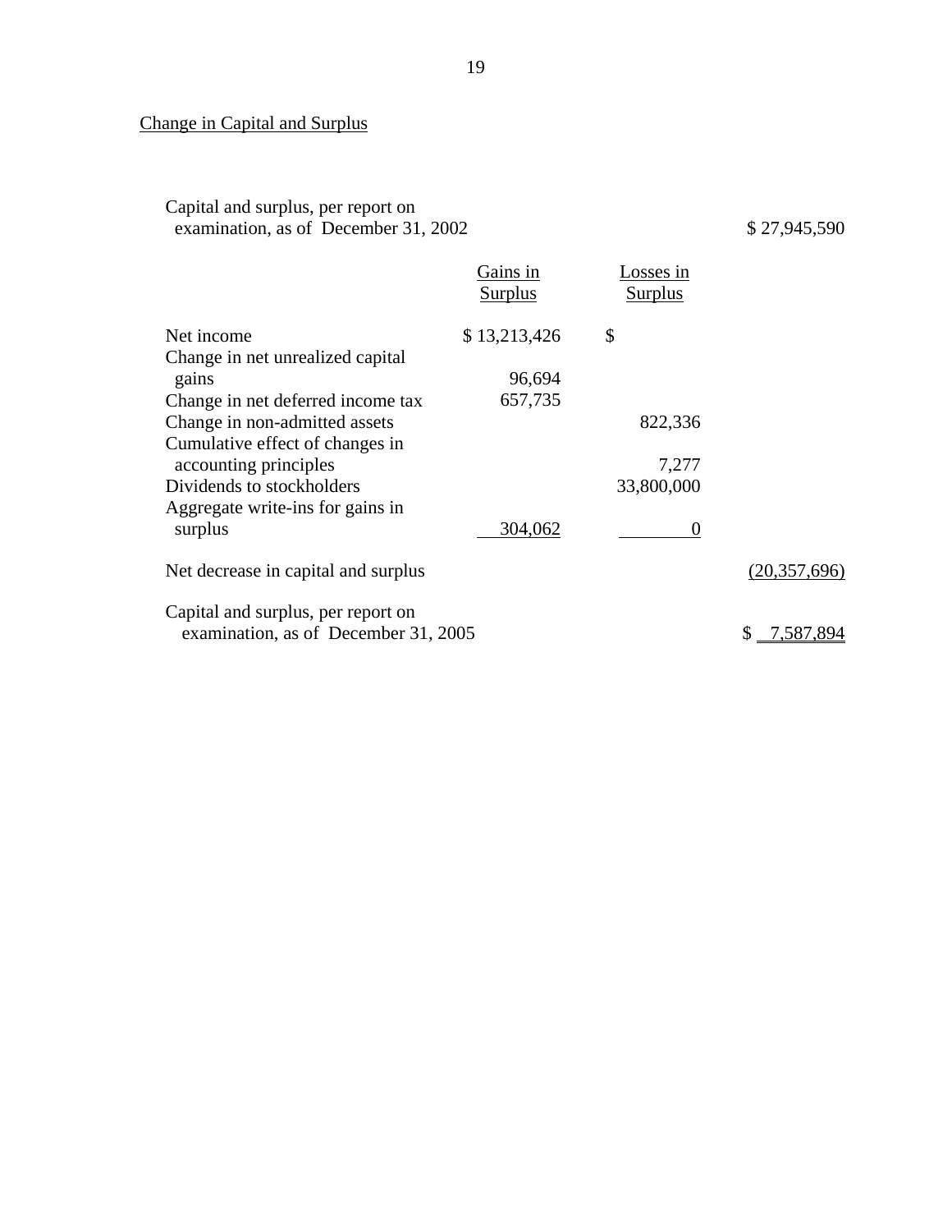Change in Capital and Surplus

| | Gains in Surplus | Losses in Surplus | |
|---|---|---|---|
| Capital and surplus, per report on examination, as of December 31, 2002 | | | $ 27,945,590 |
| Net income | $ 13,213,426 | $ | |
| Change in net unrealized capital gains | 96,694 | | |
| Change in net deferred income tax | 657,735 | | |
| Change in non-admitted assets | | 822,336 | |
| Cumulative effect of changes in accounting principles | | 7,277 | |
| Dividends to stockholders | | 33,800,000 | |
| Aggregate write-ins for gains in surplus | 304,062 | 0 | |
| Net decrease in capital and surplus | | | (20,357,696) |
| Capital and surplus, per report on examination, as of December 31, 2005 | | | $ 7,587,894 |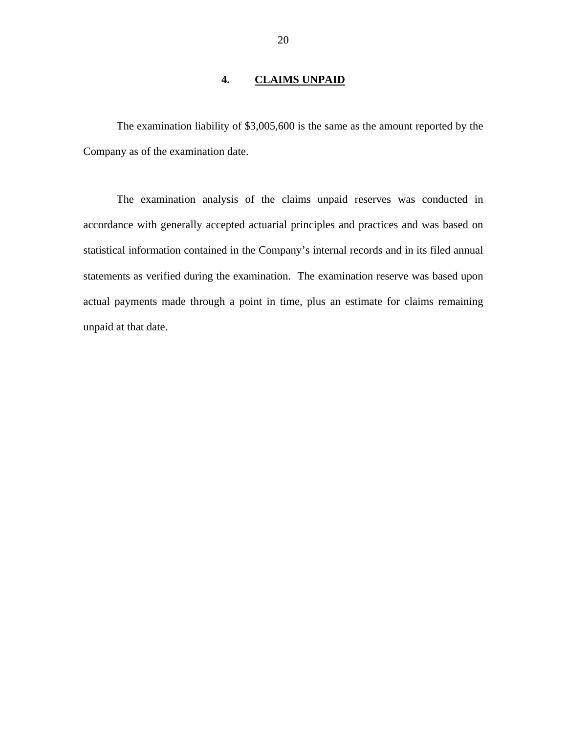## 4. CLAIMS UNPAID

The examination liability of $3,005,600 is the same as the amount reported by the Company as of the examination date.

The examination analysis of the claims unpaid reserves was conducted in accordance with generally accepted actuarial principles and practices and was based on statistical information contained in the Company's internal records and in its filed annual statements as verified during the examination. The examination reserve was based upon actual payments made through a point in time, plus an estimate for claims remaining unpaid at that date.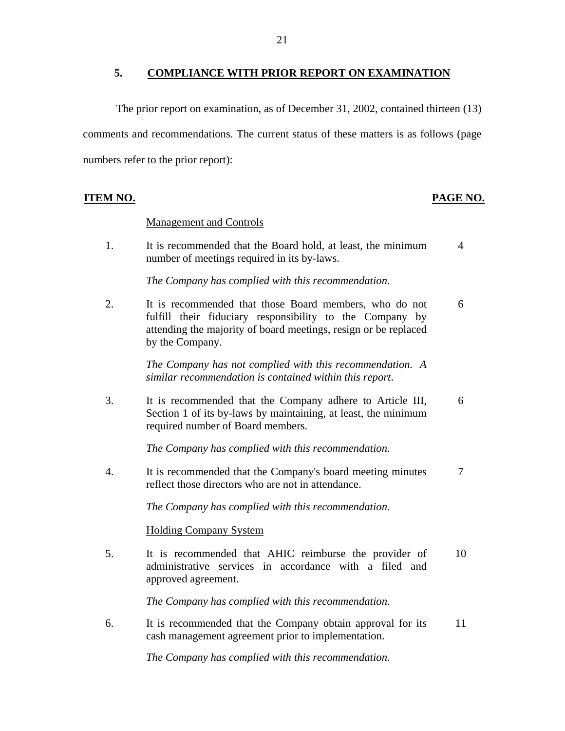## 5. COMPLIANCE WITH PRIOR REPORT ON EXAMINATION

The prior report on examination, as of December 31, 2002, contained thirteen (13) comments and recommendations. The current status of these matters is as follows (page numbers refer to the prior report):

| ITEM NO. | | PAGE NO. |
|---|---|---|
| | Management and Controls | |
| 1. | It is recommended that the Board hold, at least, the minimum number of meetings required in its by-laws. | 4 |
| | *The Company has complied with this recommendation.* | |
| 2. | It is recommended that those Board members, who do not fulfill their fiduciary responsibility to the Company by attending the majority of board meetings, resign or be replaced by the Company. | 6 |
| | *The Company has not complied with this recommendation. A similar recommendation is contained within this report.* | |
| 3. | It is recommended that the Company adhere to Article III, Section 1 of its by-laws by maintaining, at least, the minimum required number of Board members. | 6 |
| | *The Company has complied with this recommendation.* | |
| 4. | It is recommended that the Company's board meeting minutes reflect those directors who are not in attendance. | 7 |
| | *The Company has complied with this recommendation.* | |
| | Holding Company System | |
| 5. | It is recommended that AHIC reimburse the provider of administrative services in accordance with a filed and approved agreement. | 10 |
| | *The Company has complied with this recommendation.* | |
| 6. | It is recommended that the Company obtain approval for its cash management agreement prior to implementation. | 11 |
| | *The Company has complied with this recommendation.* | |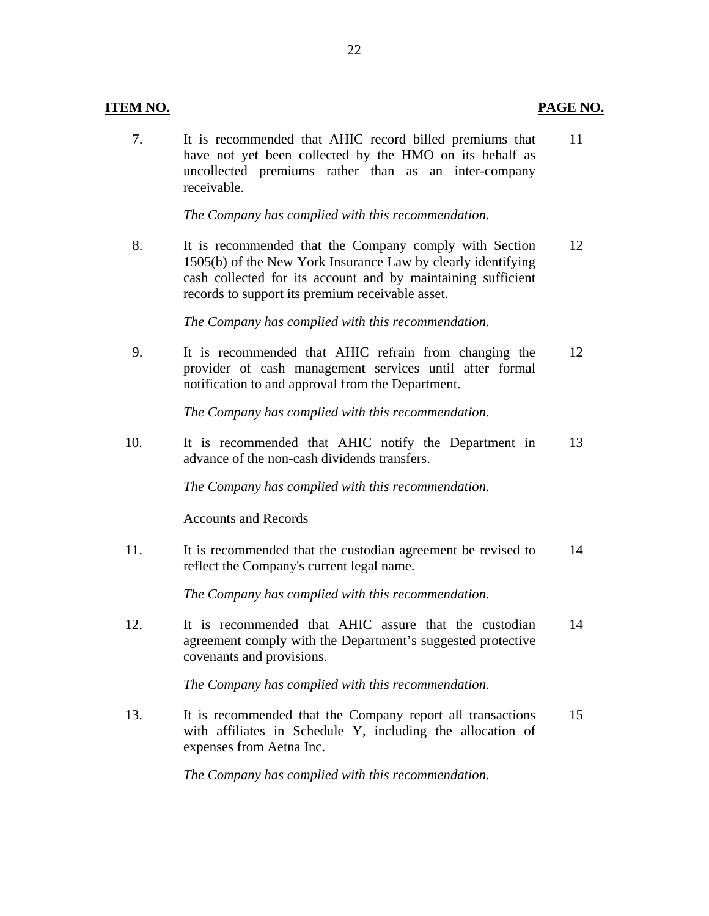| ITEM NO. | | PAGE NO. |
|---|---|---|
| 7. | It is recommended that AHIC record billed premiums that have not yet been collected by the HMO on its behalf as uncollected premiums rather than as an inter-company receivable.<br><br>*The Company has complied with this recommendation.* | 11 |
| 8. | It is recommended that the Company comply with Section 1505(b) of the New York Insurance Law by clearly identifying cash collected for its account and by maintaining sufficient records to support its premium receivable asset.<br><br>*The Company has complied with this recommendation.* | 12 |
| 9. | It is recommended that AHIC refrain from changing the provider of cash management services until after formal notification to and approval from the Department.<br><br>*The Company has complied with this recommendation.* | 12 |
| 10. | It is recommended that AHIC notify the Department in advance of the non-cash dividends transfers.<br><br>*The Company has complied with this recommendation*. | 13 |
| | Accounts and Records | |
| 11. | It is recommended that the custodian agreement be revised to reflect the Company's current legal name.<br><br>*The Company has complied with this recommendation.* | 14 |
| 12. | It is recommended that AHIC assure that the custodian agreement comply with the Department's suggested protective covenants and provisions.<br><br>*The Company has complied with this recommendation.* | 14 |
| 13. | It is recommended that the Company report all transactions with affiliates in Schedule Y, including the allocation of expenses from Aetna Inc.<br><br>*The Company has complied with this recommendation.* | 15 |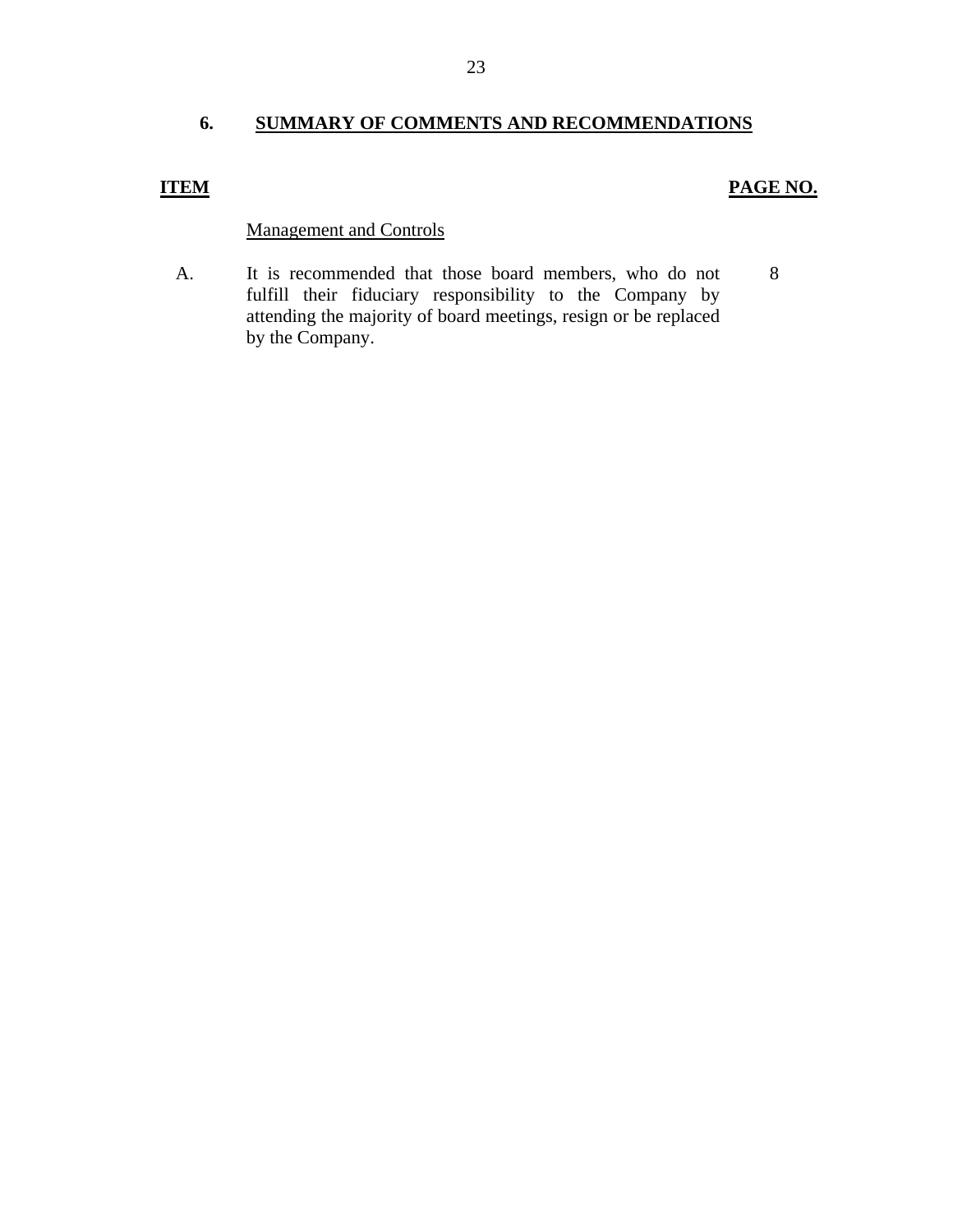## 6. SUMMARY OF COMMENTS AND RECOMMENDATIONS

| ITEM | | PAGE NO. |
|---|---|---|
| | Management and Controls | |
| A. | It is recommended that those board members, who do not fulfill their fiduciary responsibility to the Company by attending the majority of board meetings, resign or be replaced by the Company. | 8 |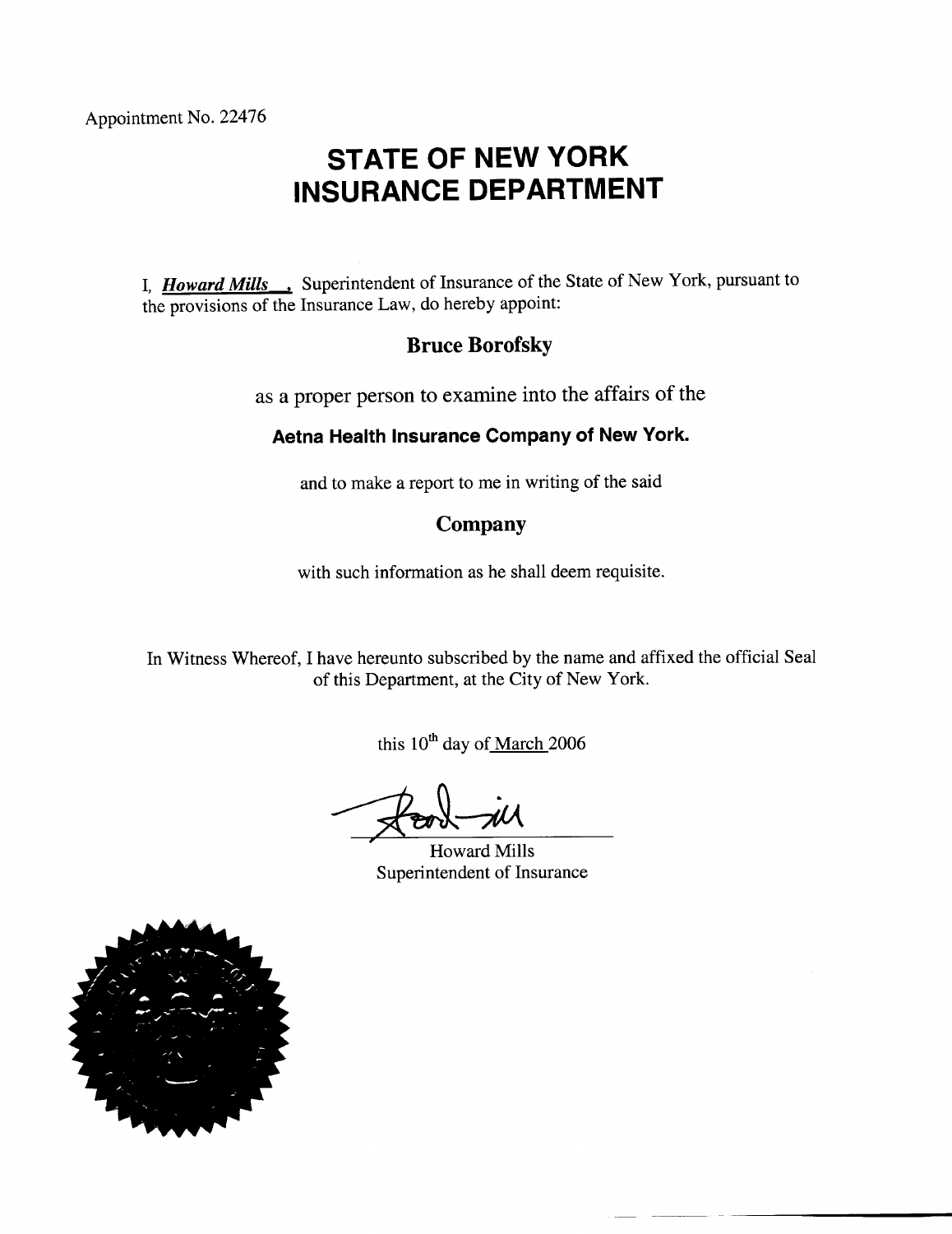Appointment No. 22476

# STATE OF NEW YORK INSURANCE DEPARTMENT

I, ***Howard Mills*** , Superintendent of Insurance of the State of New York, pursuant to the provisions of the Insurance Law, do hereby appoint:

**Bruce Borofsky**

as a proper person to examine into the affairs of the

**Aetna Health Insurance Company of New York.**

and to make a report to me in writing of the said

**Company**

with such information as he shall deem requisite.

In Witness Whereof, I have hereunto subscribed by the name and affixed the official Seal of this Department, at the City of New York.

this 10th day of March 2006

Howard Mills
Superintendent of Insurance